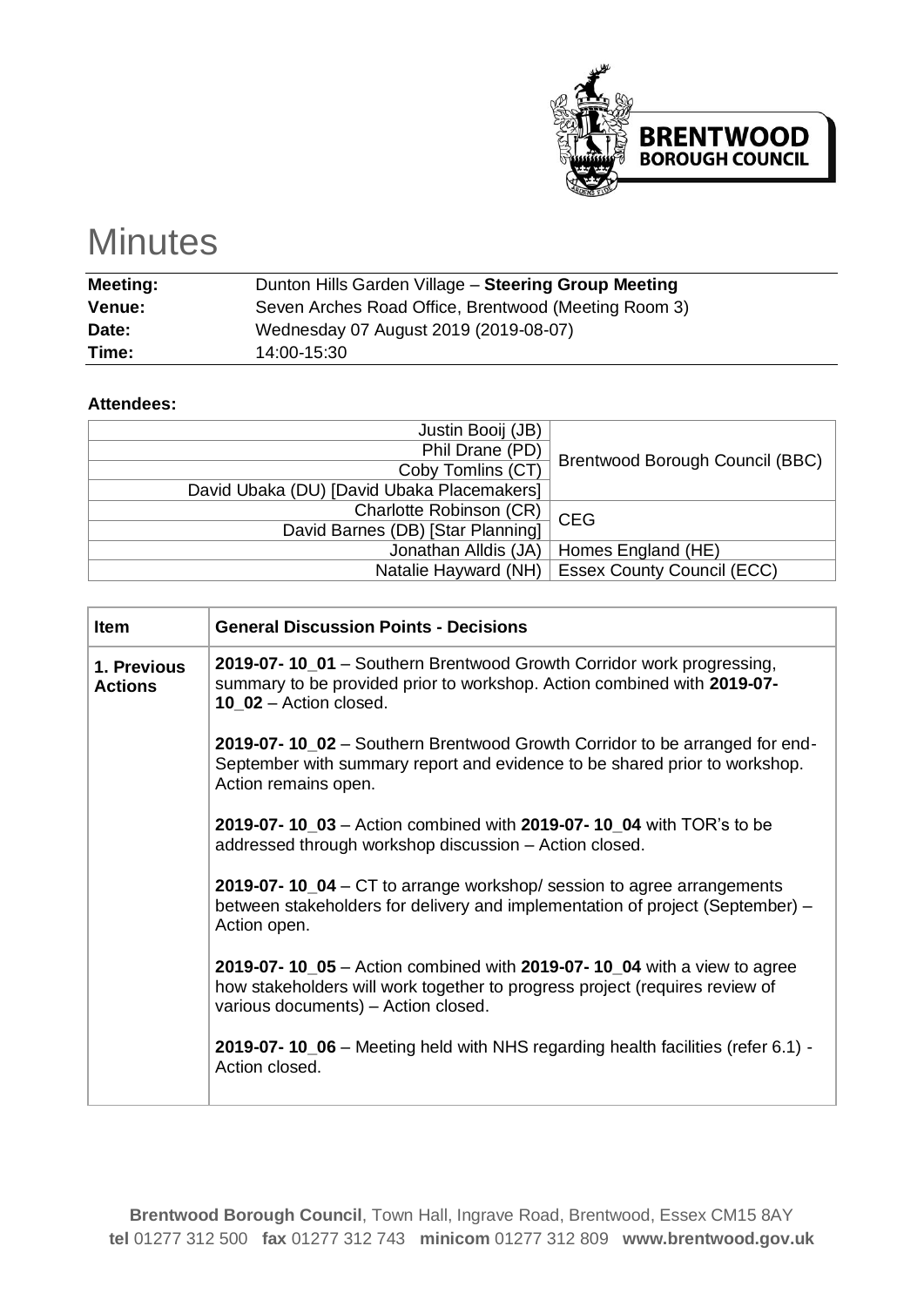# Minutes

| | |
|---|---|
| **Meeting:** | Dunton Hills Garden Village – **Steering Group Meeting** |
| **Venue:** | Seven Arches Road Office, Brentwood (Meeting Room 3) |
| **Date:** | Wednesday 07 August 2019 (2019-08-07) |
| **Time:** | 14:00-15:30 |

**Attendees:**

| | |
|---|---|
| Justin Booij (JB) | Brentwood Borough Council (BBC) |
| Phil Drane (PD) | |
| Coby Tomlins (CT) | |
| David Ubaka (DU) [David Ubaka Placemakers] | |
| Charlotte Robinson (CR) | CEG |
| David Barnes (DB) [Star Planning] | |
| Jonathan Alldis (JA) | Homes England (HE) |
| Natalie Hayward (NH) | Essex County Council (ECC) |

| Item | General Discussion Points - Decisions |
|---|---|
| **1. Previous Actions** | **2019-07- 10_01** – Southern Brentwood Growth Corridor work progressing, summary to be provided prior to workshop. Action combined with **2019-07-10_02** – Action closed.<br><br>**2019-07- 10_02** – Southern Brentwood Growth Corridor to be arranged for end-September with summary report and evidence to be shared prior to workshop. Action remains open.<br><br>**2019-07- 10_03** – Action combined with **2019-07- 10_04** with TOR's to be addressed through workshop discussion – Action closed.<br><br>**2019-07- 10_04** – CT to arrange workshop/ session to agree arrangements between stakeholders for delivery and implementation of project (September) – Action open.<br><br>**2019-07- 10_05** – Action combined with **2019-07- 10_04** with a view to agree how stakeholders will work together to progress project (requires review of various documents) – Action closed.<br><br>**2019-07- 10_06** – Meeting held with NHS regarding health facilities (refer 6.1) - Action closed. |

**Brentwood Borough Council**, Town Hall, Ingrave Road, Brentwood, Essex CM15 8AY
**tel** 01277 312 500 **fax** 01277 312 743 **minicom** 01277 312 809 **www.brentwood.gov.uk**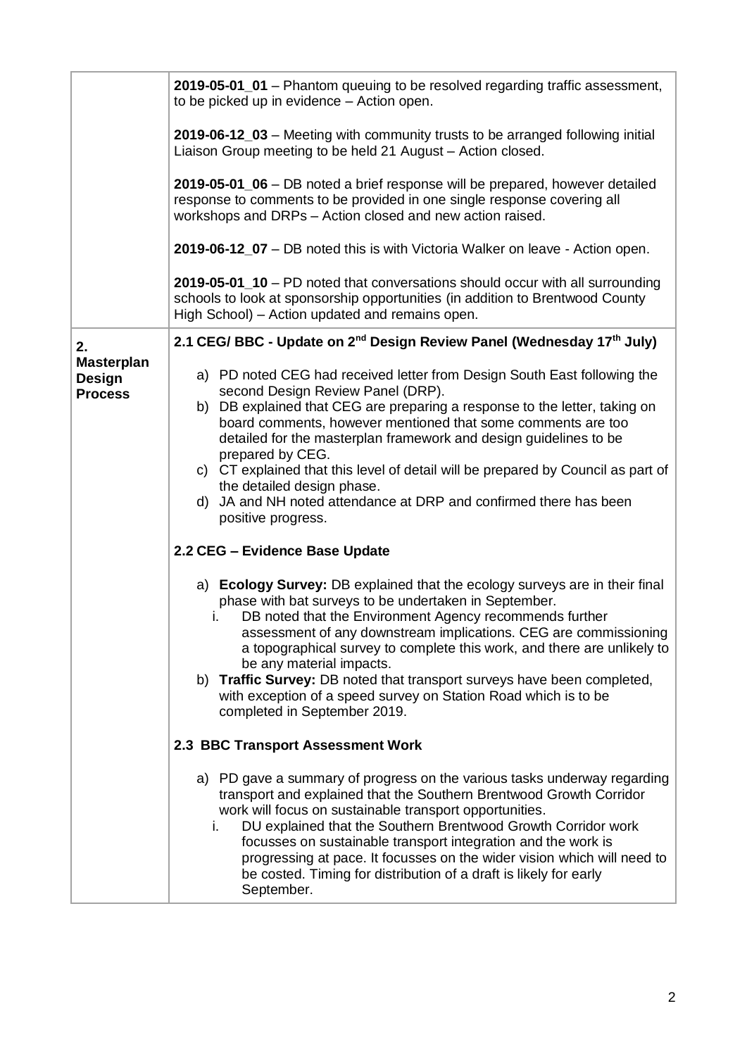| | |
|---|---|
| | **2019-05-01_01** – Phantom queuing to be resolved regarding traffic assessment, to be picked up in evidence – Action open.<br><br>**2019-06-12_03** – Meeting with community trusts to be arranged following initial Liaison Group meeting to be held 21 August – Action closed.<br><br>**2019-05-01_06** – DB noted a brief response will be prepared, however detailed response to comments to be provided in one single response covering all workshops and DRPs – Action closed and new action raised.<br><br>**2019-06-12_07** – DB noted this is with Victoria Walker on leave - Action open.<br><br>**2019-05-01_10** – PD noted that conversations should occur with all surrounding schools to look at sponsorship opportunities (in addition to Brentwood County High School) – Action updated and remains open. |
| **2. Masterplan Design Process** | **2.1 CEG/ BBC - Update on 2nd Design Review Panel (Wednesday 17th July)**<br><br>a) PD noted CEG had received letter from Design South East following the second Design Review Panel (DRP).<br>b) DB explained that CEG are preparing a response to the letter, taking on board comments, however mentioned that some comments are too detailed for the masterplan framework and design guidelines to be prepared by CEG.<br>c) CT explained that this level of detail will be prepared by Council as part of the detailed design phase.<br>d) JA and NH noted attendance at DRP and confirmed there has been positive progress.<br><br>**2.2 CEG – Evidence Base Update**<br><br>a) **Ecology Survey:** DB explained that the ecology surveys are in their final phase with bat surveys to be undertaken in September.<br>&nbsp;&nbsp;&nbsp;i. DB noted that the Environment Agency recommends further assessment of any downstream implications. CEG are commissioning a topographical survey to complete this work, and there are unlikely to be any material impacts.<br>b) **Traffic Survey:** DB noted that transport surveys have been completed, with exception of a speed survey on Station Road which is to be completed in September 2019.<br><br>**2.3 BBC Transport Assessment Work**<br><br>a) PD gave a summary of progress on the various tasks underway regarding transport and explained that the Southern Brentwood Growth Corridor work will focus on sustainable transport opportunities.<br>&nbsp;&nbsp;&nbsp;i. DU explained that the Southern Brentwood Growth Corridor work focusses on sustainable transport integration and the work is progressing at pace. It focusses on the wider vision which will need to be costed. Timing for distribution of a draft is likely for early September. |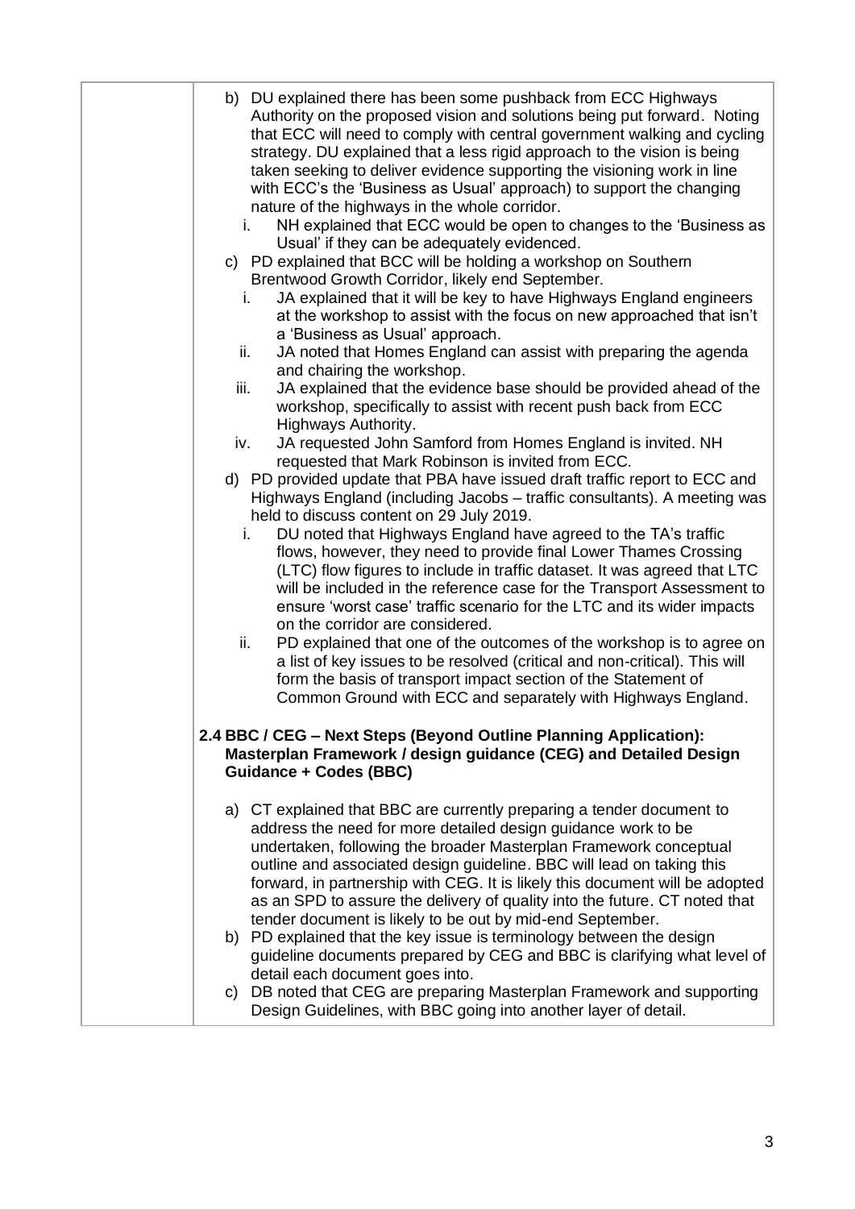b) DU explained there has been some pushback from ECC Highways Authority on the proposed vision and solutions being put forward. Noting that ECC will need to comply with central government walking and cycling strategy. DU explained that a less rigid approach to the vision is being taken seeking to deliver evidence supporting the visioning work in line with ECC's the 'Business as Usual' approach) to support the changing nature of the highways in the whole corridor.

   i. NH explained that ECC would be open to changes to the 'Business as Usual' if they can be adequately evidenced.

c) PD explained that BCC will be holding a workshop on Southern Brentwood Growth Corridor, likely end September.

   i. JA explained that it will be key to have Highways England engineers at the workshop to assist with the focus on new approached that isn't a 'Business as Usual' approach.
   ii. JA noted that Homes England can assist with preparing the agenda and chairing the workshop.
   iii. JA explained that the evidence base should be provided ahead of the workshop, specifically to assist with recent push back from ECC Highways Authority.
   iv. JA requested John Samford from Homes England is invited. NH requested that Mark Robinson is invited from ECC.

d) PD provided update that PBA have issued draft traffic report to ECC and Highways England (including Jacobs – traffic consultants). A meeting was held to discuss content on 29 July 2019.

   i. DU noted that Highways England have agreed to the TA's traffic flows, however, they need to provide final Lower Thames Crossing (LTC) flow figures to include in traffic dataset. It was agreed that LTC will be included in the reference case for the Transport Assessment to ensure 'worst case' traffic scenario for the LTC and its wider impacts on the corridor are considered.
   ii. PD explained that one of the outcomes of the workshop is to agree on a list of key issues to be resolved (critical and non-critical). This will form the basis of transport impact section of the Statement of Common Ground with ECC and separately with Highways England.

**2.4 BBC / CEG – Next Steps (Beyond Outline Planning Application): Masterplan Framework / design guidance (CEG) and Detailed Design Guidance + Codes (BBC)**

a) CT explained that BBC are currently preparing a tender document to address the need for more detailed design guidance work to be undertaken, following the broader Masterplan Framework conceptual outline and associated design guideline. BBC will lead on taking this forward, in partnership with CEG. It is likely this document will be adopted as an SPD to assure the delivery of quality into the future. CT noted that tender document is likely to be out by mid-end September.

b) PD explained that the key issue is terminology between the design guideline documents prepared by CEG and BBC is clarifying what level of detail each document goes into.

c) DB noted that CEG are preparing Masterplan Framework and supporting Design Guidelines, with BBC going into another layer of detail.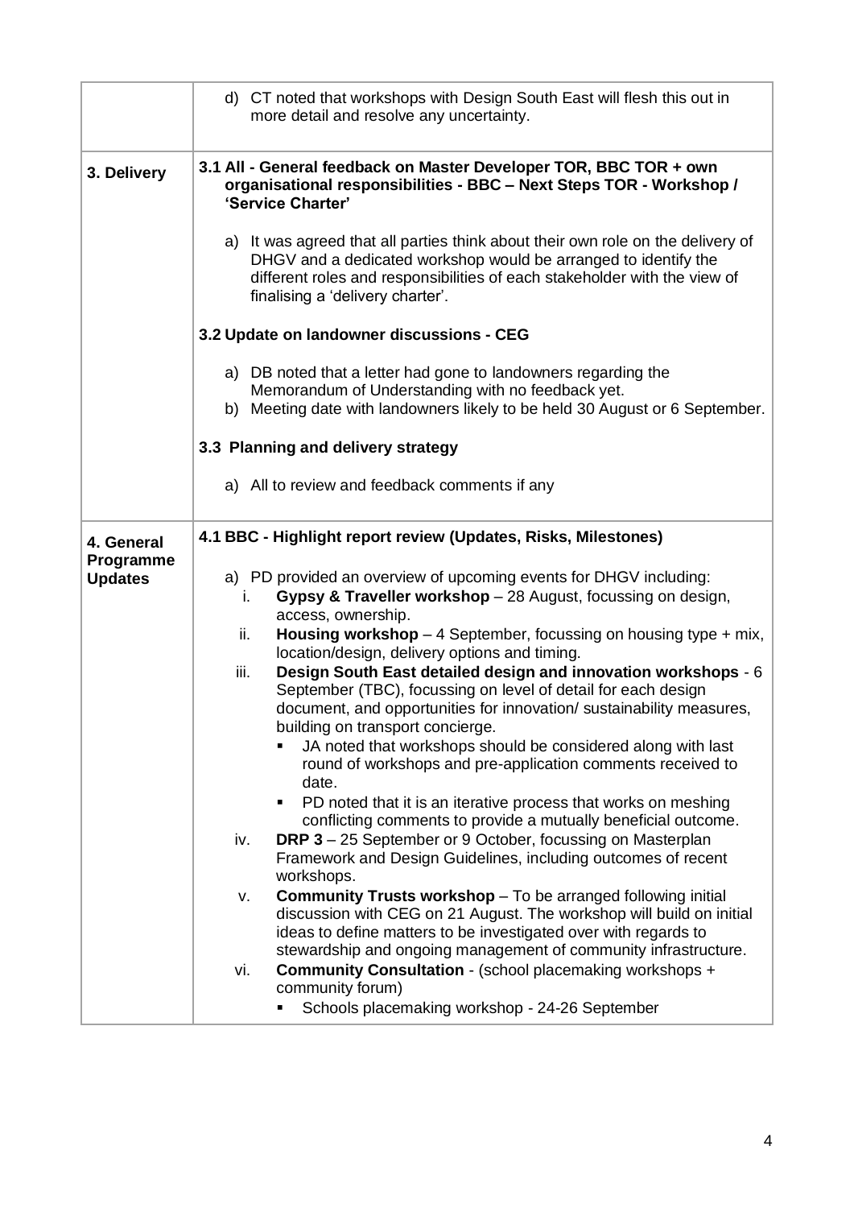| | |
|---|---|
| | d) CT noted that workshops with Design South East will flesh this out in more detail and resolve any uncertainty. |
| **3. Delivery** | **3.1 All - General feedback on Master Developer TOR, BBC TOR + own organisational responsibilities - BBC – Next Steps TOR - Workshop / 'Service Charter'**<br><br>a) It was agreed that all parties think about their own role on the delivery of DHGV and a dedicated workshop would be arranged to identify the different roles and responsibilities of each stakeholder with the view of finalising a 'delivery charter'.<br><br>**3.2 Update on landowner discussions - CEG**<br><br>a) DB noted that a letter had gone to landowners regarding the Memorandum of Understanding with no feedback yet.<br>b) Meeting date with landowners likely to be held 30 August or 6 September.<br><br>**3.3 Planning and delivery strategy**<br><br>a) All to review and feedback comments if any |
| **4. General Programme Updates** | **4.1 BBC - Highlight report review (Updates, Risks, Milestones)**<br><br>a) PD provided an overview of upcoming events for DHGV including:<br>i. **Gypsy & Traveller workshop** – 28 August, focussing on design, access, ownership.<br>ii. **Housing workshop** – 4 September, focussing on housing type + mix, location/design, delivery options and timing.<br>iii. **Design South East detailed design and innovation workshops** - 6 September (TBC), focussing on level of detail for each design document, and opportunities for innovation/ sustainability measures, building on transport concierge.<br>▪ JA noted that workshops should be considered along with last round of workshops and pre-application comments received to date.<br>▪ PD noted that it is an iterative process that works on meshing conflicting comments to provide a mutually beneficial outcome.<br>iv. **DRP 3** – 25 September or 9 October, focussing on Masterplan Framework and Design Guidelines, including outcomes of recent workshops.<br>v. **Community Trusts workshop** – To be arranged following initial discussion with CEG on 21 August. The workshop will build on initial ideas to define matters to be investigated over with regards to stewardship and ongoing management of community infrastructure.<br>vi. **Community Consultation** - (school placemaking workshops + community forum)<br>▪ Schools placemaking workshop - 24-26 September |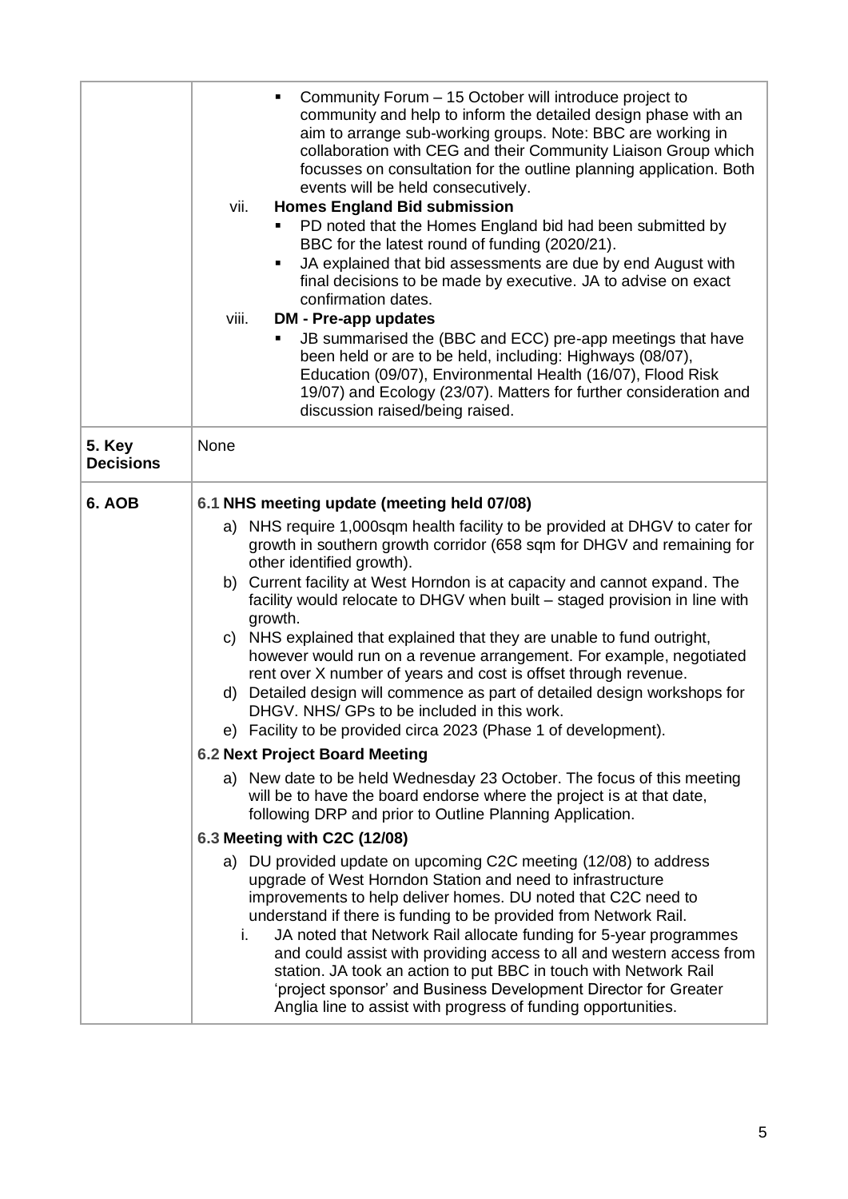| | |
|---|---|
| | ▪ Community Forum – 15 October will introduce project to community and help to inform the detailed design phase with an aim to arrange sub-working groups. Note: BBC are working in collaboration with CEG and their Community Liaison Group which focusses on consultation for the outline planning application. Both events will be held consecutively.<br><br>vii. **Homes England Bid submission**<br>▪ PD noted that the Homes England bid had been submitted by BBC for the latest round of funding (2020/21).<br>▪ JA explained that bid assessments are due by end August with final decisions to be made by executive. JA to advise on exact confirmation dates.<br><br>viii. **DM - Pre-app updates**<br>▪ JB summarised the (BBC and ECC) pre-app meetings that have been held or are to be held, including: Highways (08/07), Education (09/07), Environmental Health (16/07), Flood Risk 19/07) and Ecology (23/07). Matters for further consideration and discussion raised/being raised. |
| **5. Key Decisions** | None |
| **6. AOB** | **6.1 NHS meeting update (meeting held 07/08)**<br>a) NHS require 1,000sqm health facility to be provided at DHGV to cater for growth in southern growth corridor (658 sqm for DHGV and remaining for other identified growth).<br>b) Current facility at West Horndon is at capacity and cannot expand. The facility would relocate to DHGV when built – staged provision in line with growth.<br>c) NHS explained that explained that they are unable to fund outright, however would run on a revenue arrangement. For example, negotiated rent over X number of years and cost is offset through revenue.<br>d) Detailed design will commence as part of detailed design workshops for DHGV. NHS/ GPs to be included in this work.<br>e) Facility to be provided circa 2023 (Phase 1 of development).<br><br>**6.2 Next Project Board Meeting**<br>a) New date to be held Wednesday 23 October. The focus of this meeting will be to have the board endorse where the project is at that date, following DRP and prior to Outline Planning Application.<br><br>**6.3 Meeting with C2C (12/08)**<br>a) DU provided update on upcoming C2C meeting (12/08) to address upgrade of West Horndon Station and need to infrastructure improvements to help deliver homes. DU noted that C2C need to understand if there is funding to be provided from Network Rail.<br>i. JA noted that Network Rail allocate funding for 5-year programmes and could assist with providing access to all and western access from station. JA took an action to put BBC in touch with Network Rail 'project sponsor' and Business Development Director for Greater Anglia line to assist with progress of funding opportunities. |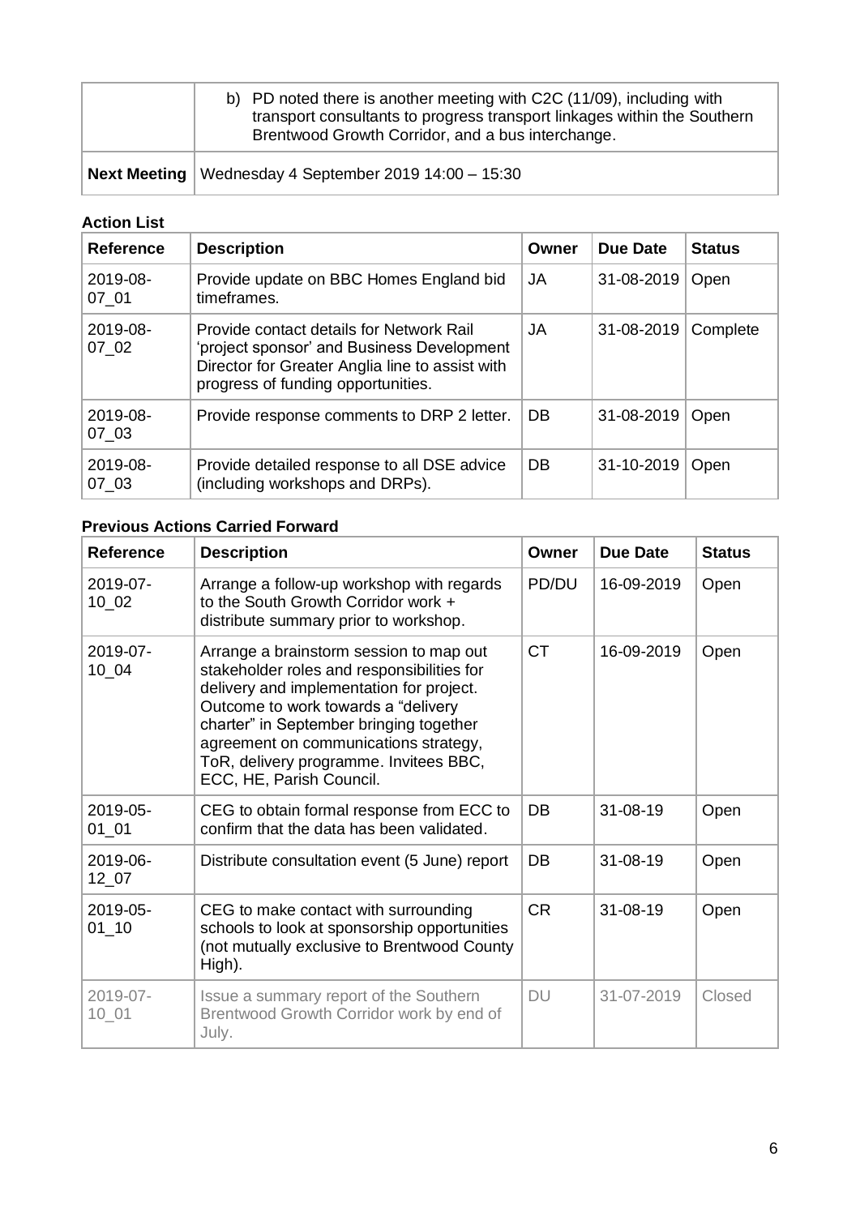|  |  |
| --- | --- |
|  | b) PD noted there is another meeting with C2C (11/09), including with transport consultants to progress transport linkages within the Southern Brentwood Growth Corridor, and a bus interchange. |
| **Next Meeting** | Wednesday 4 September 2019 14:00 – 15:30 |

**Action List**

| Reference | Description | Owner | Due Date | Status |
| --- | --- | --- | --- | --- |
| 2019-08-07_01 | Provide update on BBC Homes England bid timeframes. | JA | 31-08-2019 | Open |
| 2019-08-07_02 | Provide contact details for Network Rail 'project sponsor' and Business Development Director for Greater Anglia line to assist with progress of funding opportunities. | JA | 31-08-2019 | Complete |
| 2019-08-07_03 | Provide response comments to DRP 2 letter. | DB | 31-08-2019 | Open |
| 2019-08-07_03 | Provide detailed response to all DSE advice (including workshops and DRPs). | DB | 31-10-2019 | Open |

**Previous Actions Carried Forward**

| Reference | Description | Owner | Due Date | Status |
| --- | --- | --- | --- | --- |
| 2019-07-10_02 | Arrange a follow-up workshop with regards to the South Growth Corridor work + distribute summary prior to workshop. | PD/DU | 16-09-2019 | Open |
| 2019-07-10_04 | Arrange a brainstorm session to map out stakeholder roles and responsibilities for delivery and implementation for project. Outcome to work towards a "delivery charter" in September bringing together agreement on communications strategy, ToR, delivery programme. Invitees BBC, ECC, HE, Parish Council. | CT | 16-09-2019 | Open |
| 2019-05-01_01 | CEG to obtain formal response from ECC to confirm that the data has been validated. | DB | 31-08-19 | Open |
| 2019-06-12_07 | Distribute consultation event (5 June) report | DB | 31-08-19 | Open |
| 2019-05-01_10 | CEG to make contact with surrounding schools to look at sponsorship opportunities (not mutually exclusive to Brentwood County High). | CR | 31-08-19 | Open |
| 2019-07-10_01 | Issue a summary report of the Southern Brentwood Growth Corridor work by end of July. | DU | 31-07-2019 | Closed |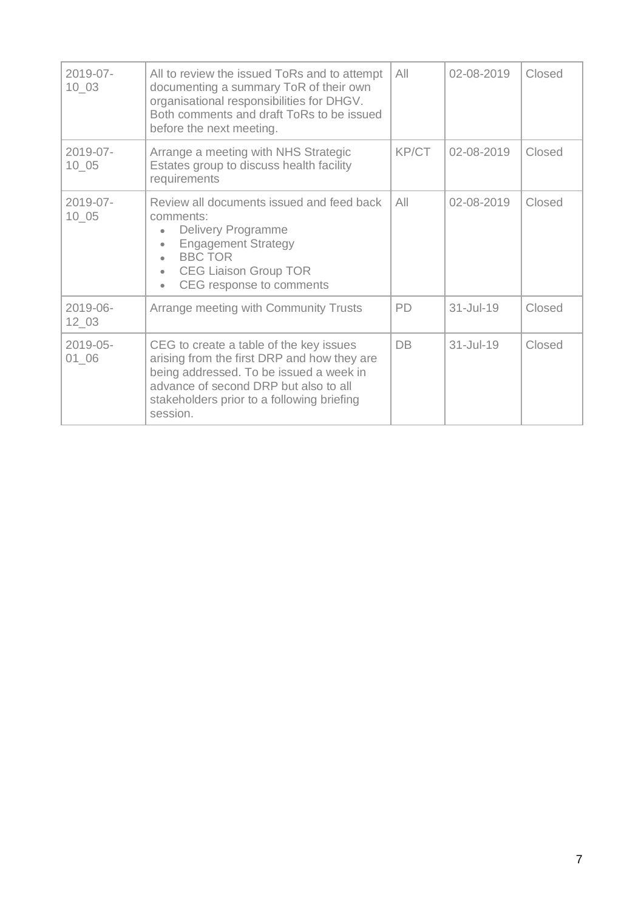| | | | | |
|---|---|---|---|---|
| 2019-07-10_03 | All to review the issued ToRs and to attempt documenting a summary ToR of their own organisational responsibilities for DHGV. Both comments and draft ToRs to be issued before the next meeting. | All | 02-08-2019 | Closed |
| 2019-07-10_05 | Arrange a meeting with NHS Strategic Estates group to discuss health facility requirements | KP/CT | 02-08-2019 | Closed |
| 2019-07-10_05 | Review all documents issued and feed back comments:<br>• Delivery Programme<br>• Engagement Strategy<br>• BBC TOR<br>• CEG Liaison Group TOR<br>• CEG response to comments | All | 02-08-2019 | Closed |
| 2019-06-12_03 | Arrange meeting with Community Trusts | PD | 31-Jul-19 | Closed |
| 2019-05-01_06 | CEG to create a table of the key issues arising from the first DRP and how they are being addressed. To be issued a week in advance of second DRP but also to all stakeholders prior to a following briefing session. | DB | 31-Jul-19 | Closed |